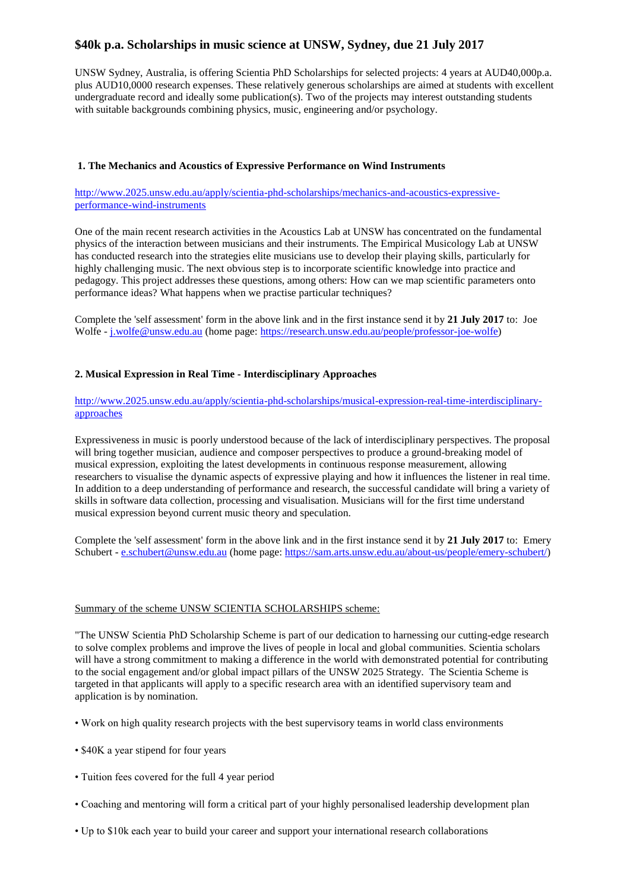# $40k p.a. Scholarships in music science at UNSW, Sydney, due 21 July 2017

UNSW Sydney, Australia, is offering Scientia PhD Scholarships for selected projects: 4 years at AUD40,000p.a. plus AUD10,0000 research expenses. These relatively generous scholarships are aimed at students with excellent undergraduate record and ideally some publication(s). Two of the projects may interest outstanding students with suitable backgrounds combining physics, music, engineering and/or psychology.

### 1. The Mechanics and Acoustics of Expressive Performance on Wind Instruments

[http://www.2025.unsw.edu.au/apply/scientia-phd-scholarships/mechanics-and-acoustics-expressive-performance-wind-instruments](http://www.2025.unsw.edu.au/apply/scientia-phd-scholarships/mechanics-and-acoustics-expressive-performance-wind-instruments)

One of the main recent research activities in the Acoustics Lab at UNSW has concentrated on the fundamental physics of the interaction between musicians and their instruments. The Empirical Musicology Lab at UNSW has conducted research into the strategies elite musicians use to develop their playing skills, particularly for highly challenging music. The next obvious step is to incorporate scientific knowledge into practice and pedagogy. This project addresses these questions, among others: How can we map scientific parameters onto performance ideas? What happens when we practise particular techniques?

Complete the 'self assessment' form in the above link and in the first instance send it by **21 July 2017** to: Joe Wolfe - [j.wolfe@unsw.edu.au](mailto:j.wolfe@unsw.edu.au) (home page: [https://research.unsw.edu.au/people/professor-joe-wolfe](https://research.unsw.edu.au/people/professor-joe-wolfe))

### 2. Musical Expression in Real Time - Interdisciplinary Approaches

[http://www.2025.unsw.edu.au/apply/scientia-phd-scholarships/musical-expression-real-time-interdisciplinary-approaches](http://www.2025.unsw.edu.au/apply/scientia-phd-scholarships/musical-expression-real-time-interdisciplinary-approaches)

Expressiveness in music is poorly understood because of the lack of interdisciplinary perspectives. The proposal will bring together musician, audience and composer perspectives to produce a ground-breaking model of musical expression, exploiting the latest developments in continuous response measurement, allowing researchers to visualise the dynamic aspects of expressive playing and how it influences the listener in real time. In addition to a deep understanding of performance and research, the successful candidate will bring a variety of skills in software data collection, processing and visualisation. Musicians will for the first time understand musical expression beyond current music theory and speculation.

Complete the 'self assessment' form in the above link and in the first instance send it by **21 July 2017** to: Emery Schubert - [e.schubert@unsw.edu.au](mailto:e.schubert@unsw.edu.au) (home page: [https://sam.arts.unsw.edu.au/about-us/people/emery-schubert/](https://sam.arts.unsw.edu.au/about-us/people/emery-schubert/))

<u>Summary of the scheme UNSW SCIENTIA SCHOLARSHIPS scheme:</u>

"The UNSW Scientia PhD Scholarship Scheme is part of our dedication to harnessing our cutting-edge research to solve complex problems and improve the lives of people in local and global communities. Scientia scholars will have a strong commitment to making a difference in the world with demonstrated potential for contributing to the social engagement and/or global impact pillars of the UNSW 2025 Strategy. The Scientia Scheme is targeted in that applicants will apply to a specific research area with an identified supervisory team and application is by nomination.

- Work on high quality research projects with the best supervisory teams in world class environments
- $40K a year stipend for four years
- Tuition fees covered for the full 4 year period
- Coaching and mentoring will form a critical part of your highly personalised leadership development plan
- Up to $10k each year to build your career and support your international research collaborations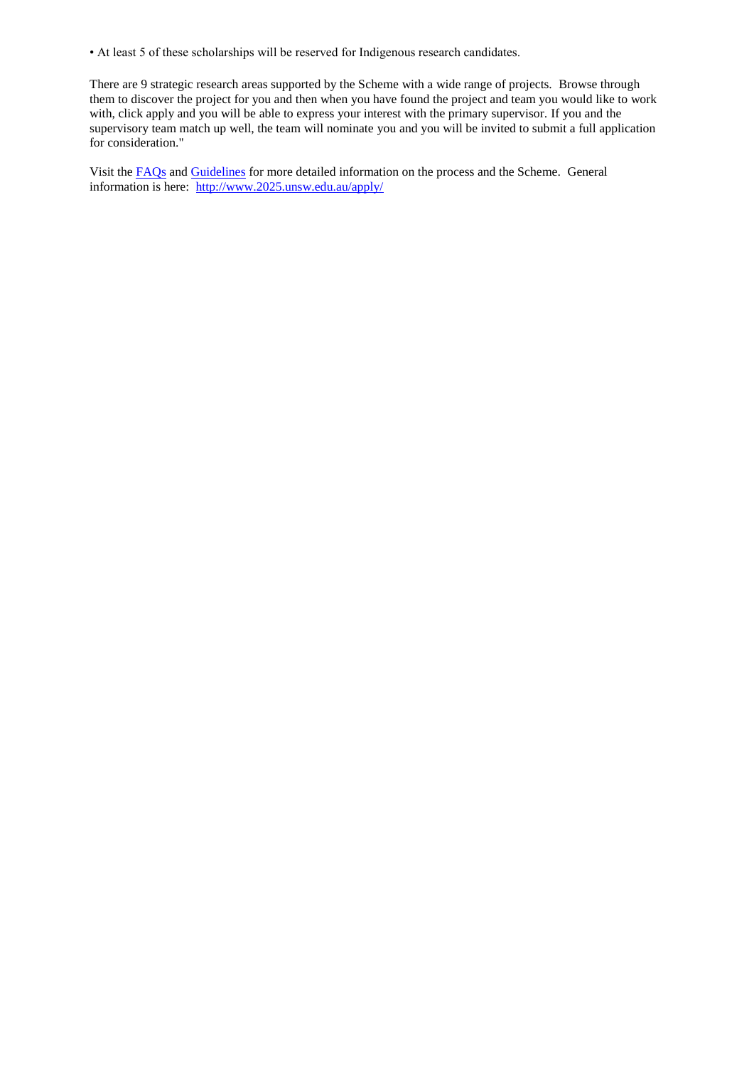• At least 5 of these scholarships will be reserved for Indigenous research candidates.

There are 9 strategic research areas supported by the Scheme with a wide range of projects. Browse through them to discover the project for you and then when you have found the project and team you would like to work with, click apply and you will be able to express your interest with the primary supervisor. If you and the supervisory team match up well, the team will nominate you and you will be invited to submit a full application for consideration."

Visit the FAQs and Guidelines for more detailed information on the process and the Scheme. General information is here: http://www.2025.unsw.edu.au/apply/